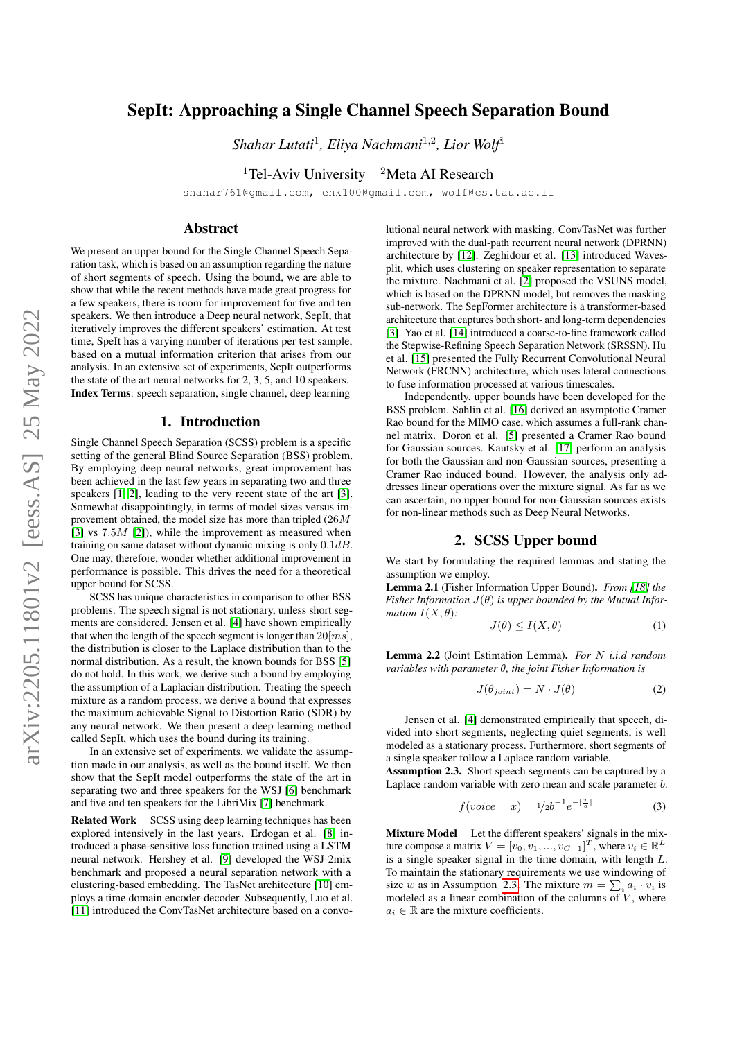／
# SepIt: Approaching a Single Channel Speech Separation Bound

*Shahar Lutati*[1], *Eliya Nachmani*[1,2], *Lior Wolf*[1]

[1]Tel-Aviv University [2]Meta AI Research

shahar761@gmail.com, enk100@gmail.com, wolf@cs.tau.ac.il

## Abstract

We present an upper bound for the Single Channel Speech Separation task, which is based on an assumption regarding the nature of short segments of speech. Using the bound, we are able to show that while the recent methods have made great progress for a few speakers, there is room for improvement for five and ten speakers. We then introduce a Deep neural network, SepIt, that iteratively improves the different speakers' estimation. At test time, SpeIt has a varying number of iterations per test sample, based on a mutual information criterion that arises from our analysis. In an extensive set of experiments, SepIt outperforms the state of the art neural networks for 2, 3, 5, and 10 speakers.

**Index Terms**: speech separation, single channel, deep learning

## 1. Introduction

Single Channel Speech Separation (SCSS) problem is a specific setting of the general Blind Source Separation (BSS) problem. By employing deep neural networks, great improvement has been achieved in the last few years in separating two and three speakers [1, 2], leading to the very recent state of the art [3]. Somewhat disappointingly, in terms of model sizes versus improvement obtained, the model size has more than tripled ($26M$ [3] vs $7.5M$ [2]), while the improvement as measured when training on same dataset without dynamic mixing is only $0.1dB$. One may, therefore, wonder whether additional improvement in performance is possible. This drives the need for a theoretical upper bound for SCSS.

SCSS has unique characteristics in comparison to other BSS problems. The speech signal is not stationary, unless short segments are considered. Jensen et al. [4] have shown empirically that when the length of the speech segment is longer than $20[ms]$, the distribution is closer to the Laplace distribution than to the normal distribution. As a result, the known bounds for BSS [5] do not hold. In this work, we derive such a bound by employing the assumption of a Laplacian distribution. Treating the speech mixture as a random process, we derive a bound that expresses the maximum achievable Signal to Distortion Ratio (SDR) by any neural network. We then present a deep learning method called SepIt, which uses the bound during its training.

In an extensive set of experiments, we validate the assumption made in our analysis, as well as the bound itself. We then show that the SepIt model outperforms the state of the art in separating two and three speakers for the WSJ [6] benchmark and five and ten speakers for the LibriMix [7] benchmark.

**Related Work** SCSS using deep learning techniques has been explored intensively in the last years. Erdogan et al. [8] introduced a phase-sensitive loss function trained using a LSTM neural network. Hershey et al. [9] developed the WSJ-2mix benchmark and proposed a neural separation network with a clustering-based embedding. The TasNet architecture [10] employs a time domain encoder-decoder. Subsequently, Luo et al. [11] introduced the ConvTasNet architecture based on a convolutional neural network with masking. ConvTasNet was further improved with the dual-path recurrent neural network (DPRNN) architecture by [12]. Zeghidour et al. [13] introduced Wavesplit, which uses clustering on speaker representation to separate the mixture. Nachmani et al. [2] proposed the VSUNS model, which is based on the DPRNN model, but removes the masking sub-network. The SepFormer architecture is a transformer-based architecture that captures both short- and long-term dependencies [3]. Yao et al. [14] introduced a coarse-to-fine framework called the Stepwise-Refining Speech Separation Network (SRSSN). Hu et al. [15] presented the Fully Recurrent Convolutional Neural Network (FRCNN) architecture, which uses lateral connections to fuse information processed at various timescales.

Independently, upper bounds have been developed for the BSS problem. Sahlin et al. [16] derived an asymptotic Cramer Rao bound for the MIMO case, which assumes a full-rank channel matrix. Doron et al. [5] presented a Cramer Rao bound for Gaussian sources. Kautsky et al. [17] perform an analysis for both the Gaussian and non-Gaussian sources, presenting a Cramer Rao induced bound. However, the analysis only addresses linear operations over the mixture signal. As far as we can ascertain, no upper bound for non-Gaussian sources exists for non-linear methods such as Deep Neural Networks.

## 2. SCSS Upper bound

We start by formulating the required lemmas and stating the assumption we employ.

**Lemma 2.1** (Fisher Information Upper Bound). *From [18] the Fisher Information $J(\theta)$ is upper bounded by the Mutual Information $I(X, \theta)$:*

$$J(\theta) \leq I(X, \theta) \tag{1}$$

**Lemma 2.2** (Joint Estimation Lemma). *For $N$ i.i.d random variables with parameter $\theta$, the joint Fisher Information is*

$$J(\theta_{joint}) = N \cdot J(\theta) \tag{2}$$

Jensen et al. [4] demonstrated empirically that speech, divided into short segments, neglecting quiet segments, is well modeled as a stationary process. Furthermore, short segments of a single speaker follow a Laplace random variable.

**Assumption 2.3.** Short speech segments can be captured by a Laplace random variable with zero mean and scale parameter $b$.

$$f(voice = x) = {}^1\!/\!_2 b^{-1} e^{-|\frac{x}{b}|} \tag{3}$$

**Mixture Model** Let the different speakers' signals in the mixture compose a matrix $V = [v_0, v_1, ..., v_{C-1}]^T$, where $v_i \in \mathbb{R}^L$ is a single speaker signal in the time domain, with length $L$. To maintain the stationary requirements we use windowing of size $w$ as in Assumption 2.3. The mixture $m = \sum_i a_i \cdot v_i$ is modeled as a linear combination of the columns of $V$, where $a_i \in \mathbb{R}$ are the mixture coefficients.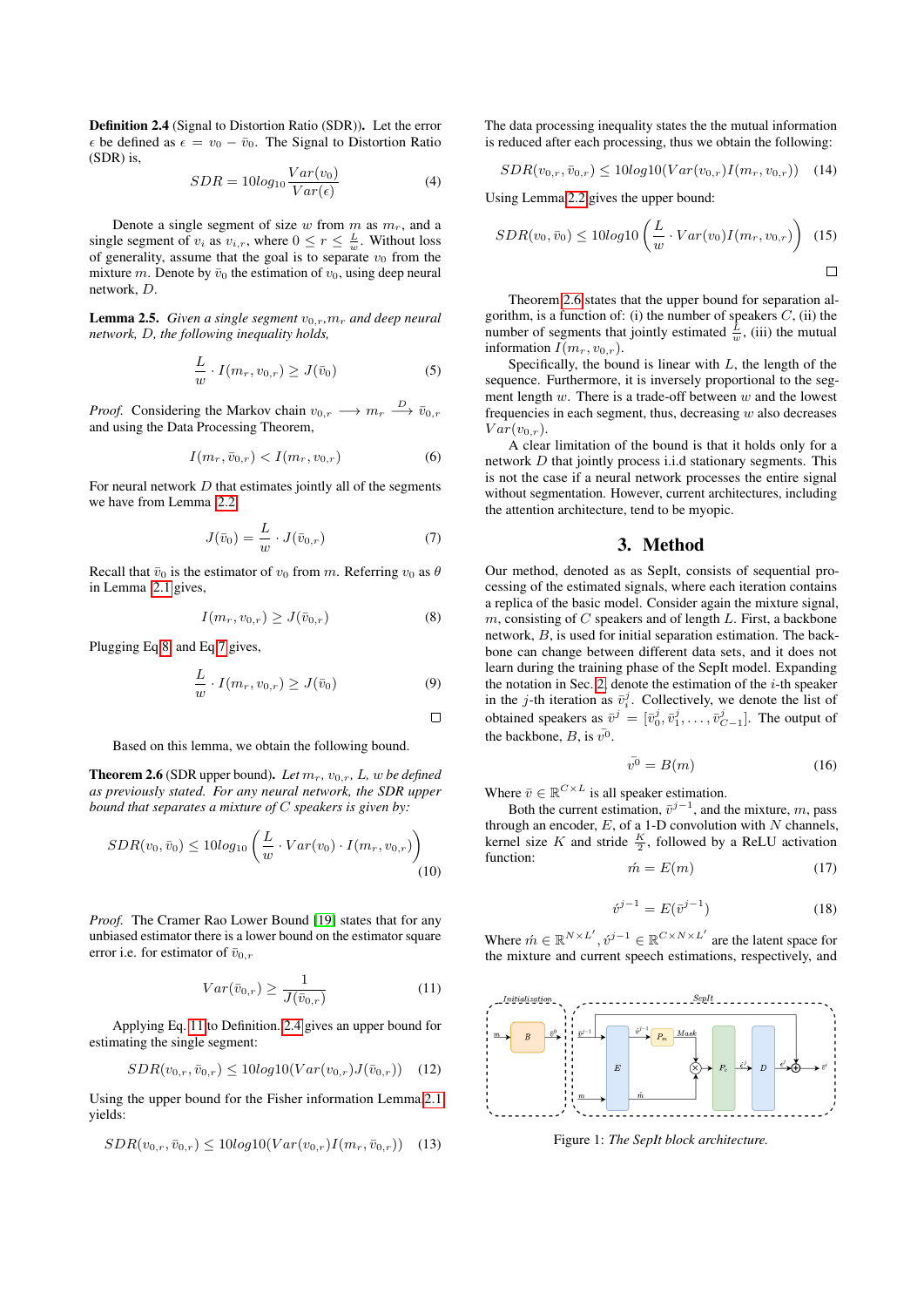**Definition 2.4** **(Signal to Distortion Ratio (SDR)).** Let the error $\epsilon$ be defined as $\epsilon = v_0 - \bar{v}_0$. The Signal to Distortion Ratio (SDR) is,

$$SDR = 10log_{10}\frac{Var(v_0)}{Var(\epsilon)} \tag{4}$$

Denote a single segment of size $w$ from $m$ as $m_r$, and a single segment of $v_i$ as $v_{i,r}$, where $0 \leq r \leq \frac{L}{w}$. Without loss of generality, assume that the goal is to separate $v_0$ from the mixture $m$. Denote by $\bar{v}_0$ the estimation of $v_0$, using deep neural network, $D$.

**Lemma 2.5.** *Given a single segment $v_{0,r}$,$m_r$ and deep neural network, D, the following inequality holds,*

$$\frac{L}{w} \cdot I(m_r, v_{0,r}) \geq J(\bar{v}_0) \tag{5}$$

*Proof.* Considering the Markov chain $v_{0,r} \longrightarrow m_r \overset{D}{\longrightarrow} \bar{v}_{0,r}$ and using the Data Processing Theorem,

$$I(m_r, \bar{v}_{0,r}) < I(m_r, v_{0,r}) \tag{6}$$

For neural network $D$ that estimates jointly all of the segments we have from Lemma 2.2

$$J(\bar{v}_0) = \frac{L}{w} \cdot J(\bar{v}_{0,r}) \tag{7}$$

Recall that $\bar{v}_0$ is the estimator of $v_0$ from $m$. Referring $v_0$ as $\theta$ in Lemma 2.1 gives,

$$I(m_r, v_{0,r}) \geq J(\bar{v}_{0,r}) \tag{8}$$

Plugging Eq 8 and Eq 7 gives,

$$\frac{L}{w} \cdot I(m_r, v_{0,r}) \geq J(\bar{v}_0) \tag{9}$$

□

Based on this lemma, we obtain the following bound.

**Theorem 2.6** **(SDR upper bound).** *Let $m_r$, $v_{0,r}$, $L$, $w$ be defined as previously stated. For any neural network, the SDR upper bound that separates a mixture of $C$ speakers is given by:*

$$SDR(v_0, \bar{v}_0) \leq 10log_{10}\left(\frac{L}{w} \cdot Var(v_0) \cdot I(m_r, v_{0,r})\right) \tag{10}$$

*Proof.* The Cramer Rao Lower Bound [19] states that for any unbiased estimator there is a lower bound on the estimator square error i.e. for estimator of $\bar{v}_{0,r}$

$$Var(\bar{v}_{0,r}) \geq \frac{1}{J(\bar{v}_{0,r})} \tag{11}$$

Applying Eq. 11 to Definition. 2.4 gives an upper bound for estimating the single segment:

$$SDR(v_{0,r}, \bar{v}_{0,r}) \leq 10log10(Var(v_{0,r})J(\bar{v}_{0,r})) \tag{12}$$

Using the upper bound for the Fisher information Lemma 2.1 yields:

$$SDR(v_{0,r}, \bar{v}_{0,r}) \leq 10log10(Var(v_{0,r})I(m_r, \bar{v}_{0,r})) \tag{13}$$

The data processing inequality states the the mutual information is reduced after each processing, thus we obtain the following:

$$SDR(v_{0,r}, \bar{v}_{0,r}) \leq 10log10(Var(v_{0,r})I(m_r, v_{0,r})) \tag{14}$$

Using Lemma 2.2 gives the upper bound:

$$SDR(v_0, \bar{v}_0) \leq 10log10\left(\frac{L}{w} \cdot Var(v_0)I(m_r, v_{0,r})\right) \tag{15}$$

□

Theorem 2.6 states that the upper bound for separation algorithm, is a function of: (i) the number of speakers $C$, (ii) the number of segments that jointly estimated $\frac{L}{w}$, (iii) the mutual information $I(m_r, v_{0,r})$.

Specifically, the bound is linear with $L$, the length of the sequence. Furthermore, it is inversely proportional to the segment length $w$. There is a trade-off between $w$ and the lowest frequencies in each segment, thus, decreasing $w$ also decreases $Var(v_{0,r})$.

A clear limitation of the bound is that it holds only for a network $D$ that jointly process i.i.d stationary segments. This is not the case if a neural network processes the entire signal without segmentation. However, current architectures, including the attention architecture, tend to be myopic.

## 3. Method

Our method, denoted as as SepIt, consists of sequential processing of the estimated signals, where each iteration contains a replica of the basic model. Consider again the mixture signal, $m$, consisting of $C$ speakers and of length $L$. First, a backbone network, $B$, is used for initial separation estimation. The backbone can change between different data sets, and it does not learn during the training phase of the SepIt model. Expanding the notation in Sec. 2, denote the estimation of the $i$-th speaker in the $j$-th iteration as $\bar{v}_i^j$. Collectively, we denote the list of obtained speakers as $\bar{v}^j = [\bar{v}_0^j, \bar{v}_1^j, \ldots, \bar{v}_{C-1}^j]$. The output of the backbone, $B$, is $\bar{v}^0$.

$$\bar{v}^0 = B(m) \tag{16}$$

Where $\bar{v} \in \mathbb{R}^{C \times L}$ is all speaker estimation.

Both the current estimation, $\bar{v}^{j-1}$, and the mixture, $m$, pass through an encoder, $E$, of a 1-D convolution with $N$ channels, kernel size $K$ and stride $\frac{K}{2}$, followed by a ReLU activation function:

$$\acute{m} = E(m) \tag{17}$$

$$\acute{v}^{j-1} = E(\bar{v}^{j-1}) \tag{18}$$

Where $\acute{m} \in \mathbb{R}^{N \times L'}$, $\acute{v}^{j-1} \in \mathbb{R}^{C \times N \times L'}$ are the latent space for the mixture and current speech estimations, respectively, and

Figure 1: *The SepIt block architecture.*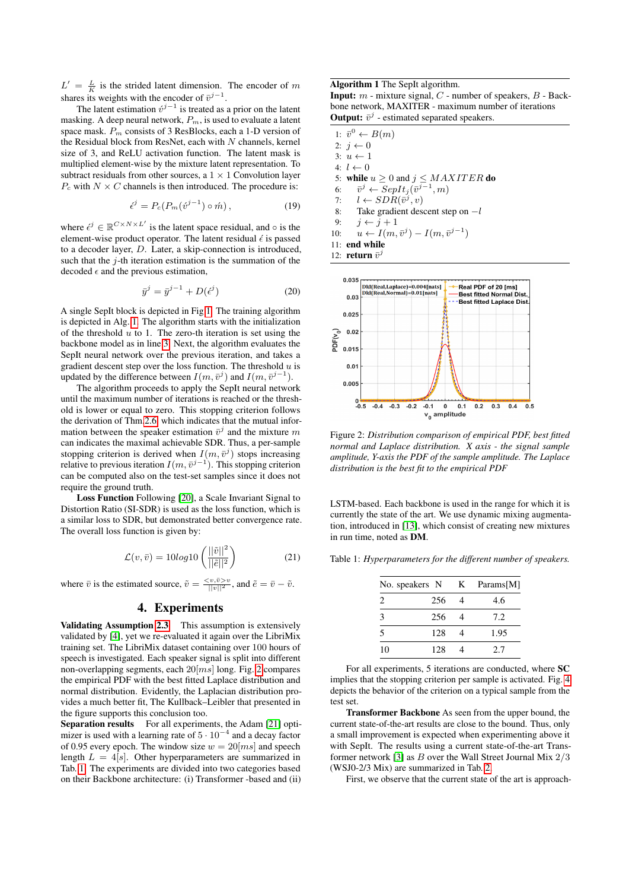$L' = \frac{L}{K}$ is the strided latent dimension. The encoder of $m$ shares its weights with the encoder of $\bar{v}^{j-1}$.

The latent estimation $\acute{v}^{j-1}$ is treated as a prior on the latent masking. A deep neural network, $P_m$, is used to evaluate a latent space mask. $P_m$ consists of 3 ResBlocks, each a 1-D version of the Residual block from ResNet, each with $N$ channels, kernel size of 3, and ReLU activation function. The latent mask is multiplied element-wise by the mixture latent representation. To subtract residuals from other sources, a $1 \times 1$ Convolution layer $P_c$ with $N \times C$ channels is then introduced. The procedure is:

$$\acute{\epsilon}^j = P_c(P_m(\acute{v}^{j-1}) \circ \acute{m}) \,, \tag{19}$$

where $\acute{\epsilon}^j \in \mathbb{R}^{C \times N \times L'}$ is the latent space residual, and $\circ$ is the element-wise product operator. The latent residual $\acute{\epsilon}$ is passed to a decoder layer, $D$. Later, a skip-connection is introduced, such that the $j$-th iteration estimation is the summation of the decoded $\epsilon$ and the previous estimation,

$$\bar{y}^j = \bar{y}^{j-1} + D(\acute{\epsilon}^j) \tag{20}$$

A single SepIt block is depicted in Fig 1. The training algorithm is depicted in Alg. 1. The algorithm starts with the initialization of the threshold $u$ to 1. The zero-th iteration is set using the backbone model as in line 3. Next, the algorithm evaluates the SepIt neural network over the previous iteration, and takes a gradient descent step over the loss function. The threshold $u$ is updated by the difference between $I(m, \bar{v}^j)$ and $I(m, \bar{v}^{j-1})$.

The algorithm proceeds to apply the SepIt neural network until the maximum number of iterations is reached or the threshold is lower or equal to zero. This stopping criterion follows the derivation of Thm 2.6, which indicates that the mutual information between the speaker estimation $\bar{v}^j$ and the mixture $m$ can indicates the maximal achievable SDR. Thus, a per-sample stopping criterion is derived when $I(m, \bar{v}^j)$ stops increasing relative to previous iteration $I(m, \bar{v}^{j-1})$. This stopping criterion can be computed also on the test-set samples since it does not require the ground truth.

**Loss Function** Following [20], a Scale Invariant Signal to Distortion Ratio (SI-SDR) is used as the loss function, which is a similar loss to SDR, but demonstrated better convergence rate. The overall loss function is given by:

$$\mathcal{L}(v, \bar{v}) = 10log10\left(\frac{||\tilde{v}||^2}{||\tilde{e}||^2}\right) \tag{21}$$

where $\bar{v}$ is the estimated source, $\tilde{v} = \frac{<v,\bar{v}>v}{||v||^2}$, and $\tilde{e} = \bar{v} - \tilde{v}$.

## 4. Experiments

**Validating Assumption 2.3** This assumption is extensively validated by [4], yet we re-evaluated it again over the LibriMix training set. The LibriMix dataset containing over 100 hours of speech is investigated. Each speaker signal is split into different non-overlapping segments, each $20[ms]$ long. Fig. 2 compares the empirical PDF with the best fitted Laplace distribution and normal distribution. Evidently, the Laplacian distribution provides a much better fit, The Kullback–Leibler that presented in the figure supports this conclusion too.

**Separation results** For all experiments, the Adam [21] optimizer is used with a learning rate of $5 \cdot 10^{-4}$ and a decay factor of 0.95 every epoch. The window size $w = 20[ms]$ and speech length $L = 4[s]$. Other hyperparameters are summarized in Tab. 1. The experiments are divided into two categories based on their Backbone architecture: (i) Transformer -based and (ii) LSTM-based. Each backbone is used in the range for which it is currently the state of the art. We use dynamic mixing augmentation, introduced in [13], which consist of creating new mixtures in run time, noted as **DM**.

**Algorithm 1** The SepIt algorithm.
**Input:** $m$ - mixture signal, $C$ - number of speakers, $B$ - Backbone network, MAXITER - maximum number of iterations
**Output:** $\bar{v}^j$ - estimated separated speakers.

1: $\bar{v}^0 \leftarrow B(m)$
2: $j \leftarrow 0$
3: $u \leftarrow 1$
4: $l \leftarrow 0$
5: **while** $u \geq 0$ and $j \leq MAXITER$ **do**
6: $\quad \bar{v}^j \leftarrow SepIt_j(\bar{v}^{j-1}, m)$
7: $\quad l \leftarrow SDR(\bar{v}^j, v)$
8: $\quad$ Take gradient descent step on $-l$
9: $\quad j \leftarrow j + 1$
10: $\quad u \leftarrow I(m, \bar{v}^j) - I(m, \bar{v}^{j-1})$
11: **end while**
12: **return** $\bar{v}^j$

Figure 2: *Distribution comparison of empirical PDF, best fitted normal and Laplace distribution. X axis - the signal sample amplitude, Y-axis the PDF of the sample amplitude. The Laplace distribution is the best fit to the empirical PDF*

Table 1: *Hyperparameters for the different number of speakers.*

| No. speakers | N | K | Params[M] |
|---|---|---|---|
| 2 | 256 | 4 | 4.6 |
| 3 | 256 | 4 | 7.2 |
| 5 | 128 | 4 | 1.95 |
| 10 | 128 | 4 | 2.7 |

For all experiments, 5 iterations are conducted, where **SC** implies that the stopping criterion per sample is activated. Fig. 4 depicts the behavior of the criterion on a typical sample from the test set.

**Transformer Backbone** As seen from the upper bound, the current state-of-the-art results are close to the bound. Thus, only a small improvement is expected when experimenting above it with SepIt. The results using a current state-of-the-art Transformer network [3] as $B$ over the Wall Street Journal Mix 2/3 (WSJ0-2/3 Mix) are summarized in Tab. 2.

First, we observe that the current state of the art is approach-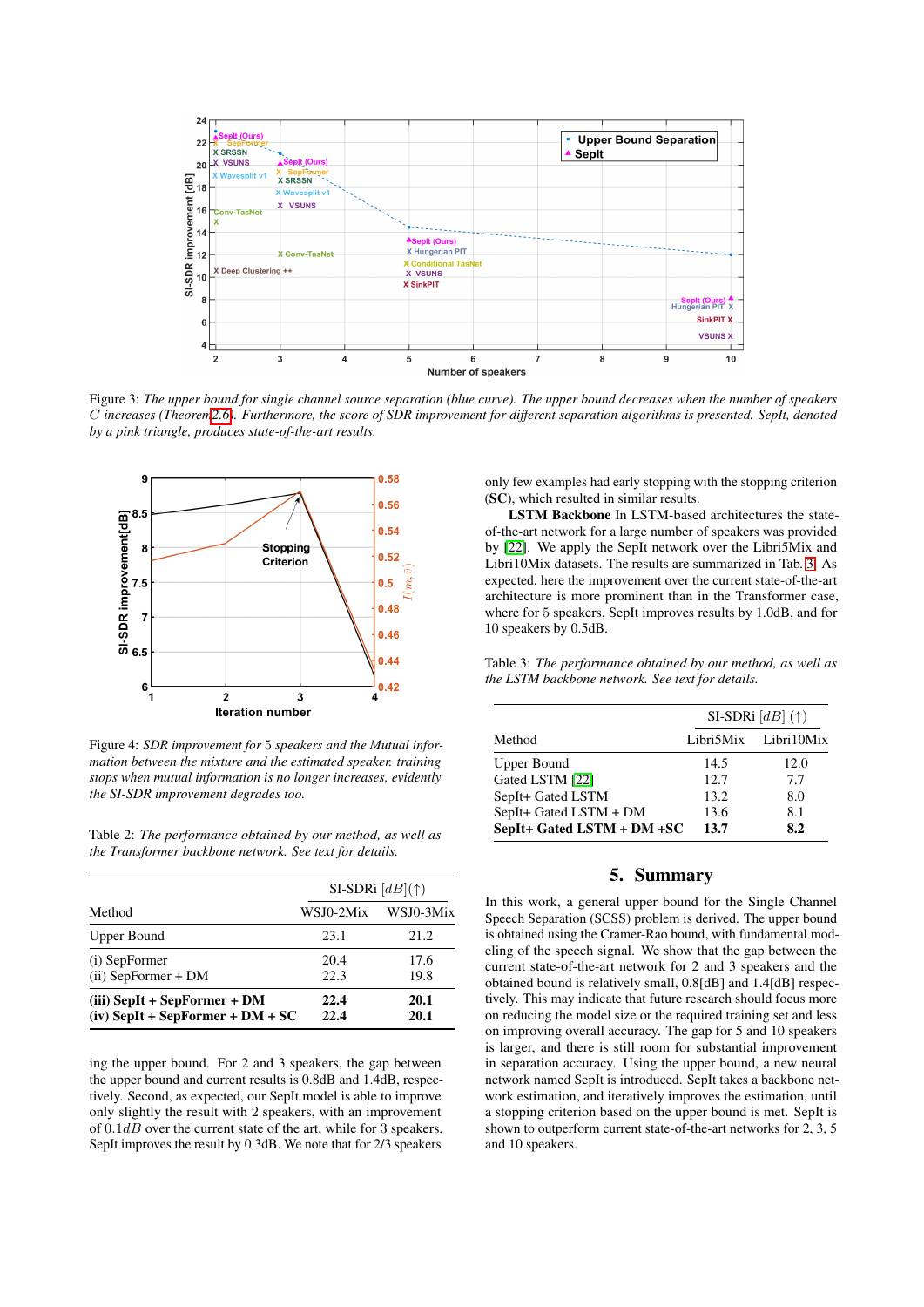Figure 3: *The upper bound for single channel source separation (blue curve). The upper bound decreases when the number of speakers $C$ increases (Theorem 2.6). Furthermore, the score of SDR improvement for different separation algorithms is presented. SepIt, denoted by a pink triangle, produces state-of-the-art results.*

Figure 4: *SDR improvement for 5 speakers and the Mutual information between the mixture and the estimated speaker. training stops when mutual information is no longer increases, evidently the SI-SDR improvement degrades too.*

Table 2: *The performance obtained by our method, as well as the Transformer backbone network. See text for details.*

| Method | SI-SDRi $[dB]$(↑) WSJ0-2Mix | WSJ0-3Mix |
|---|---|---|
| Upper Bound | 23.1 | 21.2 |
| (i) SepFormer | 20.4 | 17.6 |
| (ii) SepFormer + DM | 22.3 | 19.8 |
| **(iii) SepIt + SepFormer + DM** | **22.4** | **20.1** |
| **(iv) SepIt + SepFormer + DM + SC** | **22.4** | **20.1** |

ing the upper bound. For 2 and 3 speakers, the gap between the upper bound and current results is 0.8dB and 1.4dB, respectively. Second, as expected, our SepIt model is able to improve only slightly the result with 2 speakers, with an improvement of $0.1dB$ over the current state of the art, while for 3 speakers, SepIt improves the result by 0.3dB. We note that for 2/3 speakers only few examples had early stopping with the stopping criterion (**SC**), which resulted in similar results.

**LSTM Backbone** In LSTM-based architectures the state-of-the-art network for a large number of speakers was provided by [22]. We apply the SepIt network over the Libri5Mix and Libri10Mix datasets. The results are summarized in Tab. 3. As expected, here the improvement over the current state-of-the-art architecture is more prominent than in the Transformer case, where for 5 speakers, SepIt improves results by 1.0dB, and for 10 speakers by 0.5dB.

Table 3: *The performance obtained by our method, as well as the LSTM backbone network. See text for details.*

| Method | SI-SDRi $[dB]$ (↑) Libri5Mix | Libri10Mix |
|---|---|---|
| Upper Bound | 14.5 | 12.0 |
| Gated LSTM [22] | 12.7 | 7.7 |
| SepIt+ Gated LSTM | 13.2 | 8.0 |
| SepIt+ Gated LSTM + DM | 13.6 | 8.1 |
| **SepIt+ Gated LSTM + DM +SC** | **13.7** | **8.2** |

## 5. Summary

In this work, a general upper bound for the Single Channel Speech Separation (SCSS) problem is derived. The upper bound is obtained using the Cramer-Rao bound, with fundamental modeling of the speech signal. We show that the gap between the current state-of-the-art network for 2 and 3 speakers and the obtained bound is relatively small, 0.8[dB] and 1.4[dB] respectively. This may indicate that future research should focus more on reducing the model size or the required training set and less on improving overall accuracy. The gap for 5 and 10 speakers is larger, and there is still room for substantial improvement in separation accuracy. Using the upper bound, a new neural network named SepIt is introduced. SepIt takes a backbone network estimation, and iteratively improves the estimation, until a stopping criterion based on the upper bound is met. SepIt is shown to outperform current state-of-the-art networks for 2, 3, 5 and 10 speakers.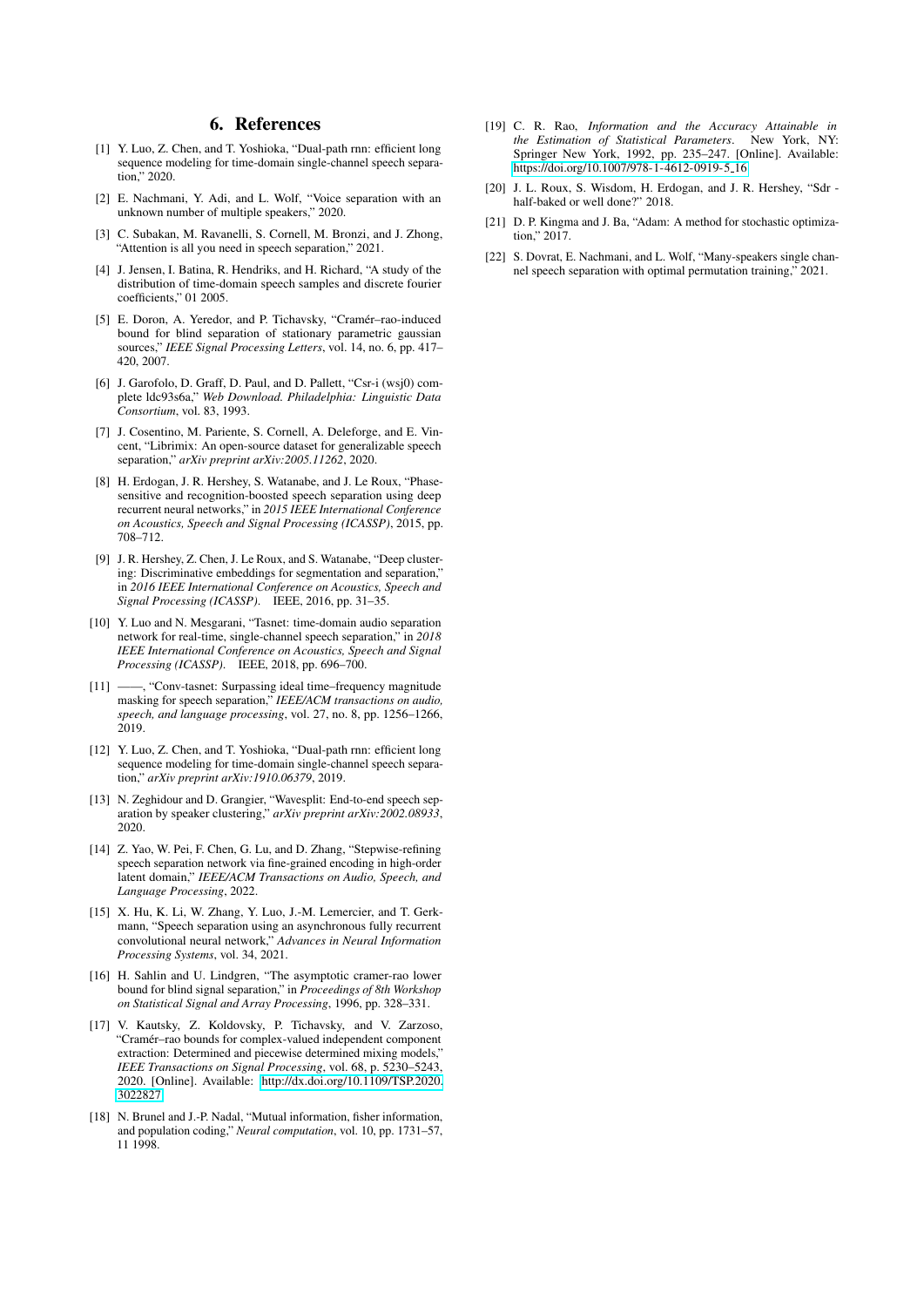# 6. References

[1] Y. Luo, Z. Chen, and T. Yoshioka, "Dual-path rnn: efficient long sequence modeling for time-domain single-channel speech separation," 2020.

[2] E. Nachmani, Y. Adi, and L. Wolf, "Voice separation with an unknown number of multiple speakers," 2020.

[3] C. Subakan, M. Ravanelli, S. Cornell, M. Bronzi, and J. Zhong, "Attention is all you need in speech separation," 2021.

[4] J. Jensen, I. Batina, R. Hendriks, and H. Richard, "A study of the distribution of time-domain speech samples and discrete fourier coefficients," 01 2005.

[5] E. Doron, A. Yeredor, and P. Tichavsky, "Cramér–rao-induced bound for blind separation of stationary parametric gaussian sources," *IEEE Signal Processing Letters*, vol. 14, no. 6, pp. 417–420, 2007.

[6] J. Garofolo, D. Graff, D. Paul, and D. Pallett, "Csr-i (wsj0) complete ldc93s6a," *Web Download. Philadelphia: Linguistic Data Consortium*, vol. 83, 1993.

[7] J. Cosentino, M. Pariente, S. Cornell, A. Deleforge, and E. Vincent, "Librimix: An open-source dataset for generalizable speech separation," *arXiv preprint arXiv:2005.11262*, 2020.

[8] H. Erdogan, J. R. Hershey, S. Watanabe, and J. Le Roux, "Phase-sensitive and recognition-boosted speech separation using deep recurrent neural networks," in *2015 IEEE International Conference on Acoustics, Speech and Signal Processing (ICASSP)*, 2015, pp. 708–712.

[9] J. R. Hershey, Z. Chen, J. Le Roux, and S. Watanabe, "Deep clustering: Discriminative embeddings for segmentation and separation," in *2016 IEEE International Conference on Acoustics, Speech and Signal Processing (ICASSP)*. IEEE, 2016, pp. 31–35.

[10] Y. Luo and N. Mesgarani, "Tasnet: time-domain audio separation network for real-time, single-channel speech separation," in *2018 IEEE International Conference on Acoustics, Speech and Signal Processing (ICASSP)*. IEEE, 2018, pp. 696–700.

[11] ——, "Conv-tasnet: Surpassing ideal time–frequency magnitude masking for speech separation," *IEEE/ACM transactions on audio, speech, and language processing*, vol. 27, no. 8, pp. 1256–1266, 2019.

[12] Y. Luo, Z. Chen, and T. Yoshioka, "Dual-path rnn: efficient long sequence modeling for time-domain single-channel speech separation," *arXiv preprint arXiv:1910.06379*, 2019.

[13] N. Zeghidour and D. Grangier, "Wavesplit: End-to-end speech separation by speaker clustering," *arXiv preprint arXiv:2002.08933*, 2020.

[14] Z. Yao, W. Pei, F. Chen, G. Lu, and D. Zhang, "Stepwise-refining speech separation network via fine-grained encoding in high-order latent domain," *IEEE/ACM Transactions on Audio, Speech, and Language Processing*, 2022.

[15] X. Hu, K. Li, W. Zhang, Y. Luo, J.-M. Lemercier, and T. Gerkmann, "Speech separation using an asynchronous fully recurrent convolutional neural network," *Advances in Neural Information Processing Systems*, vol. 34, 2021.

[16] H. Sahlin and U. Lindgren, "The asymptotic cramer-rao lower bound for blind signal separation," in *Proceedings of 8th Workshop on Statistical Signal and Array Processing*, 1996, pp. 328–331.

[17] V. Kautsky, Z. Koldovsky, P. Tichavsky, and V. Zarzoso, "Cramér–rao bounds for complex-valued independent component extraction: Determined and piecewise determined mixing models," *IEEE Transactions on Signal Processing*, vol. 68, p. 5230–5243, 2020. [Online]. Available: http://dx.doi.org/10.1109/TSP.2020.3022827

[18] N. Brunel and J.-P. Nadal, "Mutual information, fisher information, and population coding," *Neural computation*, vol. 10, pp. 1731–57, 11 1998.

[19] C. R. Rao, *Information and the Accuracy Attainable in the Estimation of Statistical Parameters*. New York, NY: Springer New York, 1992, pp. 235–247. [Online]. Available: https://doi.org/10.1007/978-1-4612-0919-5_16

[20] J. L. Roux, S. Wisdom, H. Erdogan, and J. R. Hershey, "Sdr - half-baked or well done?" 2018.

[21] D. P. Kingma and J. Ba, "Adam: A method for stochastic optimization," 2017.

[22] S. Dovrat, E. Nachmani, and L. Wolf, "Many-speakers single channel speech separation with optimal permutation training," 2021.